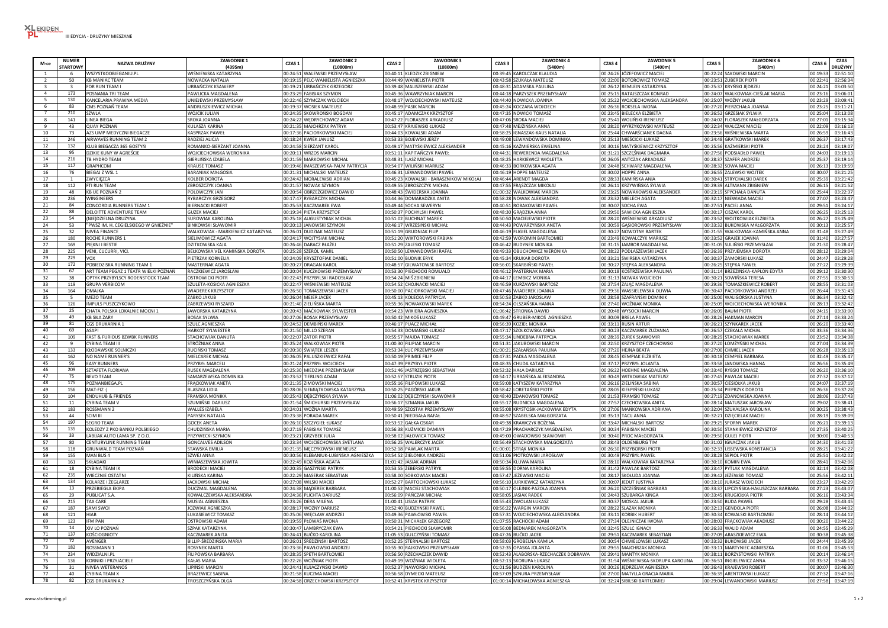III EDYCJA - DRUŻYNY MIESZANE

| M-ce | NUMER STARTOWY | NAZWA DRUŻYNY | ZAWODNIK 1 (4395m) | CZAS 1 | ZAWODNIK 2 (10800m) | CZAS 2 | ZAWODNIK 3 (10800m) | CZAS 3 | ZAWODNIK 4 (5400m) | CZAS 4 | ZAWODNIK 5 (5400m) | CZAS 5 | ZAWODNIK 6 (5400m) | CZAS 6 | CZAS DRUŻYNY |
|---|---|---|---|---|---|---|---|---|---|---|---|---|---|---|---|
| 1 | 6 | WSZYSTKOOBIEGANIU.PL | WIŚNIEWSKA KATARZYNA | 00:24:51 | WALEWSKI PRZEMYSŁAW | 00:40:11 | KLEDZIK ZBIGNIEW | 00:39:45 | KAROLCZAK KLAUDIA | 00:24:26 | JÓZEFOWICZ MACIEJ | 00:22:24 | SAKOWSKI MARCIN | 00:19:33 | 02:51:10 |
| 2 | 50 | KB MANIAC TEAM | NOWACKA NATALIA | 00:19:15 | PELC-WANIELISTA AGNIESZKA | 00:44:49 | WANIELISTA PIOTR | 00:43:58 | SZUKAŁA MATEUSZ | 00:22:00 | BOTOROWICZ TOMASZ | 00:23:51 | ŻUBEREK PIOTR | 00:22:41 | 02:56:34 |
| 3 | 3 | FOR RUN TEAM I | URBAŃCZYK KSAWERY | 00:19:21 | URBAŃCZYK GRZEGORZ | 00:39:48 | MALISZEWSKI ADAM | 00:48:31 | ADAMSKA PAULINA | 00:26:12 | REMLEIN KATARZYNA | 00:25:37 | KRYŃSKI JĘDRZEJ | 00:24:21 | 03:03:50 |
| 4 | 173 | POSNANIA TRI TEAM | PAWLICKA MAGDALENA | 00:23:29 | FABISIAK SZYMON | 00:45:36 | WAWRZYNIAK MARCIN | 00:44:18 | PARZYSZEK PRZEMYSŁAW | 00:25:15 | RATAJSZCZAK KONRAD | 00:24:07 | WALKOWIAK-CIEŚLAK MARIA | 00:23:16 | 03:06:01 |
| 5 | 130 | KANCELARIA PRAWNA MEDIA | UNIEJEWSKI PRZEMYSŁAW | 00:22:46 | SZYMCZAK WOJCIECH | 00:48:17 | WOJCIECHOWSKI MATEUSZ | 00:44:40 | NOWICKA JOANNA | 00:25:22 | WOJCIECHOWSKA ALEKSANDRA | 00:25:07 | WOŹNY JAKUB | 00:23:29 | 03:09:41 |
| 6 | 83 | CMS POZNAŃ TEAM | ANDRUSZKIEWICZ MICHAŁ | 00:19:37 | WOSIEK MATEUSZ | 00:48:59 | PASIK MARCIN | 00:45:24 | KOCZARA WOJCIECH | 00:26:36 | ROKSELA IWONA | 00:27:20 | PIERZCHAŁA JOANNA | 00:23:25 | 03:11:21 |
| 7 | 210 | SZWLA | WÓJCIK JULIAN | 00:24:35 | SKOWROŃSKI BOGDAN | 00:45:17 | ADAMCZAK KRZYSZTOF | 00:47:35 | NOWICKI TOMASZ | 00:23:45 | BIELECKA ELŻBIETA | 00:26:52 | GRZESIAK SYLWIA | 00:25:04 | 03:13:08 |
| 8 | 141 | LINEA BIEGA | SROKA JOANNA | 00:24:22 | WĘDRYCHOWICZ ADAM | 00:47:22 | FLORASZEK ARKADIUSZ | 00:47:06 | SROKA MACIEJ | 00:25:41 | WOLIŃSKI IRENEUSZ | 00:24:02 | FLORASZEK MAŁGORZATA | 00:27:01 | 03:15:34 |
| 9 | 43 | QUAY POZNAŃ | KULASZA KARINA | 00:21:35 | MAJCHRZAK PATRYK | 00:53:47 | KRAJEWSKI ŁUKASZ | 00:47:48 | MEJZIŃSKA ANNA | 00:28:20 | WYRZYKOWSKI MATEUSZ | 00:22:34 | WALCZAK MACIEJ | 00:22:09 | 03:16:13 |
| 10 | 73 | AZS UMP MEDYCZNI BIEGACZE | KASPRZAK PAWEŁ | 00:17:36 | PACIORKOWSKI MACIEJ | 00:44:03 | KOWALSKI ADAM | 00:58:25 | IGNASZAK-KAUS NATALIA | 00:25:44 | CHWARŚCIANEK DAGNA | 00:23:56 | WIŚNIEWSKA MARTA | 00:26:59 | 03:16:43 |
| 11 | 246 | AIRWAVES RUNNING TEAM 2 | RADZIEJ ALICJA | 00:18:24 | KWIEK JANUSZ | 00:53:33 | BOJEWSKI JERZY | 00:49:08 | LEWANDOWSKA DOMINIKA | 00:25:13 | MIEŚCICKI ŁUKASZ | 00:24:48 | GRATKOWSKI MAREK | 00:26:37 | 03:17:43 |
| 12 | 132 | KLUB BIEGACZA 365 GOSTYŃ | ROMANKO-SIERŻANT JOANNA | 00:24:58 | SIERŻANT KAROL | 00:49:17 | MATYŚKIEWICZ ALEKSANDER | 00:45:16 | KAŹMIERSKA EWELINA | 00:30:16 | MATYŚKIEWICZ KRZYSZTOF | 00:25:56 | KAŹMIERSKI PIOTR | 00:23:24 | 03:19:07 |
| 13 | 95 | DZIKIE KUNY W AGREŚCIE | WOJCIECHOWSKA WERONIKA | 00:20:11 | WRZOS MARCIN | 00:51:11 | KAPITAŃCZYK PAWEŁ | 00:44:31 | REWERENDA MAGDALENA | 00:31:21 | SZCZĘŚNIAK DAGMARA | 00:27:56 | PODSIADŁO PAWEŁ | 00:24:03 | 03:19:13 |
| 14 | 216 | TB HYDRO TEAM | GIERLIŃSKA IZABELA | 00:21:59 | MARKOWSKI MICHAŁ | 00:48:31 | IŁASZ MICHAŁ | 00:48:25 | HARKIEWICZ WIOLETTA | 00:26:05 | ANTCZAK ARKADIUSZ | 00:28:37 | SZAFER ANDRZEJ | 00:25:37 | 03:19:14 |
| 15 | 117 | GRAPHCOM | KRAUSE TOMASZ | 00:19:46 | MASZEWSKA-PAŁM PATRYCJA | 00:54:07 | WILIŃSKI MARIUSZ | 00:46:33 | BORKOWSKA AGATA | 00:24:48 | SCHWARZ MAGDALENA | 00:28:32 | SOWA MACIEJ | 00:26:13 | 03:19:59 |
| 16 | 76 | BIEGAJ Z WSL 1 | BARANIAK MAŁGOSIA | 00:21:31 | MICHALSKI MATEUSZ | 00:46:31 | LEWANDOWSKI PAWEŁ | 00:46:19 | HOPPE MATEUSZ | 00:30:02 | HOPPE ANNA | 00:26:55 | ZALEWSKI WOJTEK | 00:30:07 | 03:21:25 |
| 17 | 1 | ZWYCIĘZCA | KOLBER DOROTA | 00:24:42 | MORALEWSKI ADRIAN | 00:45:23 | KOWALSKI - BARASZNIKOW MIKOŁAJ | 00:46:44 | ARENDT MAGDA | 00:28:33 | KAMIŃSKA ANIA | 00:30:41 | STRYCHALSKI DAREK | 00:25:39 | 03:21:42 |
| 18 | 112 | FTI RUN TEAM | ZBROSZCZYK JOANNA | 00:21:57 | NOWAK SZYMON | 00:49:55 | ZBROSZCZYK MICHAŁ | 00:47:55 | FRĄSZCZAK MIKOŁAJ | 00:26:11 | KRZYWIŃSKA SYLWIA | 00:29:39 | ALTMANN ZBIGNIEW | 00:26:15 | 03:21:52 |
| 19 | 48 | KB UE POZNAŃ 2 | POLOWCZYK JAN | 00:20:54 | OBRZĘŹGIEWICZ DAWID | 00:48:43 | ŚWIDERSKA JOANNA | 01:00:32 | WALKOWIAK MARCIN | 00:23:25 | NOWAKOWSKI ALEKSANDER | 00:23:19 | SPYCHAŁA DANUTA | 00:25:44 | 03:22:37 |
| 20 | 236 | WINGINEERS | RYBARCZYK GRZEGORZ | 00:17:47 | RYBARCZYK MICHAŁ | 00:44:36 | DOMARADZKA ANITA | 00:58:28 | NOWAK ALEKSANDRA | 00:23:32 | MIELECH AGATA | 00:32:17 | NIEWIADA MACIEJ | 00:27:07 | 03:23:47 |
| 21 | 84 | CONCORDIA RUNNERS TEAM 1 | BIERNACKI ROBERT | 00:25:53 | KACZMAREK EWA | 00:49:44 | SOCHA SEWERYN | 00:40:51 | ROBAKOWSKI PAWEŁ | 00:30:07 | SOCHA EWA | 00:27:51 | PACIEJ ANNA | 00:29:51 | 03:24:17 |
| 22 | 88 | DELOITTE ADVENTURE TEAM | GUZEK MACIEJ | 00:19:34 | PIETA KRZYSZTOF | 00:50:37 | POCHYLSKI PAWEŁ | 00:48:30 | GRĄDZKA ANNA | 00:29:50 | SAWICKA AGNIESZKA | 00:30:17 | CISZAK KAROL | 00:26:25 | 03:25:13 |
| 23 | 54 | (NIE)DZIELNA DRUŻYNA | SUROWIAK KAROLINA | 00:25:18 | AUGUSTYNIAK MICHAŁ | 00:51:02 | BUCHNAT MAREK | 00:50:50 | MACIEJEWSKI PIOTR | 00:28:20 | WIŚNIEWSKI ARKADIUSZ | 00:23:52 | WOJTKOWIAK ELŻBIETA | 00:26:27 | 03:25:49 |
| 24 | 53 | "PWSZ IM. H. CEGIELSKIEGO W GNIEŹNIE" | BINKOWSKI SŁAWOMIR | 00:20:13 | JANOWSKI SZYMON | 00:46:17 | WRZESIŃSKI MICHAŁ | 00:44:43 | POWARZYŃSKA ANETA | 00:30:59 | GĄSIOROWSKI PRZEMYSŁAW | 00:33:32 | BUKOWSKA MAŁGORZATA | 00:30:13 | 03:25:57 |
| 25 | 32 | NIVEA FINANCE | WALKOWIAK - MARKIEWICZ KATARZYNA | 00:26:01 | DUDZIAK MATEUSZ | 00:51:19 | GRUDNIAK FILIP | 00:46:19 | FLIGIEL MAGDALENA | 00:30:27 | NOWOTNY BARTEK | 00:21:55 | WALKOWIAK-KAMIŃSKA ANNA | 00:31:48 | 03:27:49 |
| 26 | 180 | ROCHE RUNNERS 1 | SIELIMOWICZ AGATA | 00:24:17 | WOJTYSIAK MICHAŁ | 00:51:20 | WIKTOROWSKI FABIAN | 00:42:59 | WOROMIN BARTŁOMIEJ | 00:23:49 | KOWALCZYK MARIUSZ | 00:33:52 | GRAJEK JOANNA | 00:31:40 | 03:27:57 |
| 27 | 169 | PIĘKNI I BESTIE | DZITKOWSKA KAJA | 00:26:46 | DARACZ BŁAŻEJ | 00:51:29 | ZALESKI TOMASZ | 00:46:42 | BUDYNEK MONIKA | 00:31:15 | JAMBOR MAGDALENA | 00:31:05 | SULIŃSKI PRZEMYSŁAW | 00:21:30 | 03:28:47 |
| 28 | 225 | VENI, CUCURRI, VICI. | BEŁKOWSKA VEL KAMIŃSKA DOROTA | 00:25:28 | SZERÓL KAMIL | 00:50:50 | LEWANDOWSKI RAFAŁ | 00:49:33 | OBUCHOWICZ WERONIKA | 00:28:22 | PODLASZEWSKI JACEK | 00:26:39 | PRZYJEMSKA DOROTA | 00:28:12 | 03:29:04 |
| 29 | 229 | VOX | PIETRZAK KORNELIA | 00:24:09 | KRYSZTOFIAK DANIEL | 00:51:00 | BUDNIK ERYK | 00:45:34 | KRUKAR DOROTA | 00:33:21 | ŚWIRSKA KATARZYNA | 00:30:37 | ZAMORSKI ŁUKASZ | 00:24:47 | 03:29:28 |
| 30 | 172 | POBIEDZISKA RUNNING TEAM 1 | MASTERNAK AGATA | 00:20:27 | DRAGAN KAROL | 00:48:57 | GILWATOWSKI BARTOSZ | 00:56:01 | SKARBIŃSKI PAWEŁ | 00:30:27 | STĘPKA ALEKSANDRA | 00:26:25 | STĘPKA PAWEŁ | 00:27:22 | 03:29:39 |
| 31 | 67 | ART TEAM PEGAZ 1 TEATR WIELKI POZNAŃ | RACZKIEWICZ JAROSŁAW | 00:20:04 | KUCZKOWSKI PRZEMYSŁAW | 00:53:30 | PIECHOCKI ROMUALD | 00:46:12 | PASTERNAK MARIA | 00:30:18 | KOSTRZEWSKA PAULINA | 00:31:14 | BRZEZIŃSKA-KAPŁON EDYTA | 00:29:12 | 03:30:30 |
| 32 | 38 | OPTYK PRZYBYLSCY RODENSTOCK TEAM | OSTROWICKI PIOTR | 00:22:43 | PRZYBYLSKI RADOSŁAW | 00:54:24 | MIŚ ZBIGNIEW | 00:44:17 | LEMBICZ MONIKA | 00:31:13 | NOWAK WOJCIECH | 00:30:21 | SOWIŃSKA TERESA | 00:27:55 | 03:30:53 |
| 33 | 119 | GRUPA VERBICOM | SZULETA-KOSICKA AGNIESZKA | 00:22:47 | WIŚNIEWSKI MATEUSZ | 00:54:52 | CHOJNACKI MACIEJ | 00:46:59 | KURZAWSKI BARTOSZ | 00:27:54 | ZAJĄC MAGDALENA | 00:29:36 | TOMASZKIEWICZ ROBERT | 00:28:55 | 03:31:03 |
| 34 | 164 | OMAJKA | WIADEREK KRZYSZTOF | 00:26:50 | TOMASZEWSKI JACEK | 00:50:00 | PACIORKOWSKI MACIEJ | 00:47:46 | WIADEREK JOANNA | 00:29:36 | WASSIELEWSKA OLIWIA | 00:30:47 | PACIORKOWSKI ANDRZEJ | 00:26:44 | 03:31:43 |
| 35 | 5 | MEZO TEAM | ŻABKO JAKUB | 00:26:04 | MEJER JACEK | 00:45:53 | KOLECKA PATRYCJA | 00:50:53 | ŻABKO JAROSŁAW | 00:28:58 | SZAFRAŃSKI DOMINIK | 00:25:00 | WALIGÓRSKA JUSTYNA | 00:36:34 | 03:32:42 |
| 36 | 126 | IMPULS PUSZCZYKOWO | ZABRZEWSKI RYSZARD | 00:21:40 | ZIELIŃSKA MARTA | 00:55:36 | NOWAKOWSKI MAREK | 00:54:24 | OLSZAŃSKA HANNA | 00:27:40 | WOŹNIAK MONIKA | 00:25:09 | WOJCIECHOWSKA WERONIKA | 00:28:13 | 03:32:42 |
| 37 | 25 | CHATA POLSKA LOKALNIE MOCNI 1 | JAWORSKA KATARZYNA | 00:20:43 | MAĆKOWIAK SYLWESTER | 00:54:23 | WIKIERA AGNIESZKA | 01:06:42 | STRONKA DAWID | 00:20:48 | WYSOCKI MARCIN | 00:26:09 | BAUM PIOTR | 00:24:15 | 03:33:00 |
| 38 | 49 | KB SIŁA ŻARY | BOSAK SYLWIA | 00:27:06 | BOSAK PRZEMYSŁAW | 00:50:42 | MIKOŚ ŁUKASZ | 00:49:47 | GRUBER-MIKOŚ AGNIESZKA | 00:30:09 | BRELA PAWEŁ | 00:28:26 | HAKMAN MARCIN | 00:27:14 | 03:33:24 |
| 39 | 81 | CGS DRUKARNIA 1 | SZULC AGNIESZKA | 00:24:52 | DEMBIŃSKI MAREK | 00:46:17 | PLACZ MICHAŁ | 00:56:39 | KOZIEŁ MONIKA | 00:33:11 | RUSIN ARTUR | 00:26:21 | SZYNKAREK JACEK | 00:26:20 | 03:33:40 |
| 40 | 69 | ASAP! | HARKOT SYLWESTER | 00:21:50 | MILLO SZERAN | 00:54:33 | DOMAŃSKI ŁUKASZ | 00:47:17 | SZOŁKOWSKA ANNA | 00:30:23 | KACZMAREK ZUZANNA | 00:26:57 | CZEKAŁA MICHAŁ | 00:33:36 | 03:34:36 |
| 41 | 109 | FAST & FURIOUS BZWBK RUNNERS | STACHOWIAK DANUTA | 00:22:07 | ZATOR PIOTR | 00:55:57 | MAJDA TOMASZ | 00:55:34 | LINDEBNA PATRYCJA | 00:28:39 | ŻUREK SŁAWOMIR | 00:28:29 | STACHOWIAK MAREK | 00:23:52 | 03:34:38 |
| 42 | 9 | CYBINA TEAM III | STRÓŻNIAK ANNA | 00:25:24 | WALKOWIAK PIOTR | 01:00:30 | FILIPIAK MARCIN | 00:51:31 | JAKUBOWSKI MARCIN | 00:22:50 | KRZYSZTOF CZECHOWSKI | 00:27:20 | ŁOMŻYŃSKI MICHAŁ | 00:27:04 | 03:34:39 |
| 43 | 133 | KŁODAWSKIE SOLNICZKI | RUCIŃSKI TOMASZ | 00:20:30 | ŚWIĄTEK LESZEK | 00:53:34 | ŁUC PRZEMYSŁAW | 01:00:21 | SZAŁAŃSKA PAULINA | 00:27:20 | HEJNA BEATA | 00:27:00 | CHMIEL JACEK | 00:26:28 | 03:35:13 |
| 44 | 162 | NO NAME RUNNER'S | MIELCAREK MICHAŁ | 00:26:05 | PALUSZKIEWICZ RAFAŁ | 00:50:19 | PRIMKE FILIP | 00:47:31 | PADŁA MAGDALENA | 00:28:45 | KEMPIAK ELŻBIETA | 00:30:18 | CEMPIEL BARBARA | 00:32:49 | 03:35:47 |
| 45 | 96 | EASY RUNNERS | PRZYBYŁ MARCELI | 00:21:24 | PRZYBYŁ WOJCIECH | 00:47:39 | PRZYBYŁ PIOTR | 00:48:35 | CHUDA KATARZYNA | 00:37:17 | PRZYBYŁ JOLANTA | 00:33:58 | JANOWSKA HANNA | 00:26:56 | 03:35:49 |
| 46 | 209 | SZTAFETA FLORIANA | RUSEK MAGDALENA | 00:25:30 | MIEDZIAK PRZEMYSŁAW | 00:51:46 | JASTRZĘBSKI SEBASTIAN | 00:52:32 | HAŁA DARIUSZ | 00:26:22 | HOEHNE MAGDALENA | 00:33:40 | RYBSKI TOMASZ | 00:26:20 | 03:36:10 |
| 47 | 75 | BEVO TEAM | SAMARZEWSKA DOMINIKA | 00:23:52 | TIERLING ADAM | 00:52:57 | STRUZIK PIOTR | 00:54:17 | URBAŃSKA ALEKSANDRA | 00:30:49 | WITKOWIAK MATEUSZ | 00:27:45 | PAWLAK MACIEJ | 00:27:32 | 03:37:12 |
| 48 | 175 | POZNANBIEGA.PL | FRĄCKOWIAK ANETA | 00:21:35 | ZIMOWSKI MACIEJ | 00:55:16 | FILIPOWSKI ŁUKASZ | 00:59:08 | ŁATYSZEW KATARZYNA | 00:26:16 | ZIELIŃSKA SABINA | 00:30:57 | CIESIOŁKA JAKUB | 00:24:07 | 03:37:19 |
| 49 | 156 | MAT-FIZ :) | BŁASZKA LIDIA | 00:28:06 | SIEMIĄTKOWSKA KATARZYNA | 00:50:25 | PAGÓRSKI JAKUB | 00:58:42 | LORETAŃSKI PIOTR | 00:28:05 | KIEŁPIŃSKI ŁUKASZ | 00:25:34 | PIEPRZYK DOROTA | 00:26:36 | 03:37:28 |
| 50 | 104 | ENDUHUB & FRIENDS | FRAMSKA MONIKA | 00:25:43 | DĘBCZYŃSKA SYLWIA | 01:06:02 | DĘBCZYŃSKI SŁAWOMIR | 00:48:40 | ZDANOWSKI TOMASZ | 00:21:53 | FRAMSKI TOMASZ | 00:27:19 | ZDANOWSKA JOANNA | 00:28:06 | 03:37:43 |
| 51 | 11 | CYBINA TEAM V | SZUMIŃSKI DARIUSZ | 00:21:54 | ŚMICHURSKI PRZEMYSŁAW | 00:56:17 | SZMANIA JAKUB | 00:55:17 | RUDNICKA MAGDALENA | 00:27:57 | CZECHOWSKA ANITA | 00:28:14 | MATUSZAK JAROSŁAW | 00:29:02 | 03:38:41 |
| 52 | 183 | ROSSMANN 2 | WALLES IZABELA | 00:24:01 | WOŹNA MARTA | 00:49:59 | SZOSTAK PRZEMYSŁAW | 00:55:08 | KRYSTOSIK-JACKOWIAK EDYTA | 00:27:06 | MAŃKOWSKA ADRIANA | 00:32:04 | SZUKALSKA KAROLINA | 00:30:25 | 03:38:43 |
| 53 | 44 | SCIM III | PARYSEK NATALIA | 00:23:38 | PORADA MAREK | 00:50:41 | NIEDBAŁA RAFAŁ | 00:48:57 | SZABELSKA MAŁGORZATA | 00:35:13 | TACIJ ANNA | 00:32:21 | DZIĘCIELAK MACIEJ | 00:28:19 | 03:39:09 |
| 54 | 197 | SEGRO TEAM | GOCEK ANETA | 00:26:10 | SZCZYGIEŁ ŁUKASZ | 00:53:52 | GAŁKA OSKAR | 00:49:38 | KRAWCZYK BOŻENA | 00:33:47 | MICHALSKI BARTOSZ | 00:29:25 | SPORNY MAREK | 00:26:21 | 03:39:13 |
| 55 | 135 | KOLEDZY Z PKO BANKU POLSKIEGO | CHUDZIŃSKA MARIA | 00:27:19 | FABISIAK TOMASZ | 00:56:38 | KUŹMICKI DAMIAN | 00:47:29 | PRACHARCZYK MAGDALENA | 00:30:34 | FABISIAK MACIEJ | 00:30:50 | STANKIEWICZ KRZYSZTOF | 00:27:35 | 03:40:25 |
| 56 | 33 | LABIJAK AUTO LAMA SP. Z O.O. | PRZYWECKI SZYMON | 00:23:21 | GRZYBEK JULIA | 00:58:02 | JAŁOWICA TOMASZ | 00:49:00 | OWADOWSKI SŁAWOMIR | 00:30:40 | PROC MAŁGORZATA | 00:29:50 | GULEJ PIOTR | 00:30:00 | 03:40:53 |
| 57 | 80 | CENTURYLINK RUNNING TEAM | GONCALVES ADILSON | 00:23:34 | WOJCIECHOWSKA SVETLANA | 00:56:25 | WALERCZYK JACEK | 00:56:49 | STACHOWSKA MAŁGORZATA | 00:28:43 | OLDENBURG TIM | 00:31:02 | IGNACZAK JAKUB | 00:24:30 | 03:41:03 |
| 58 | 118 | GRUNWALD TEAM POZNAŃ | STAWSKA EMILIA | 00:21:35 | MĘCZYKOWSKI IRENEUSZ | 00:52:18 | PAWLAK MARTA | 01:00:01 | STRĄK MONIKA | 00:26:30 | PRZYBORSKI PIOTR | 00:32:33 | LISSEWSKA KONSTANCJA | 00:28:25 | 03:41:22 |
| 59 | 155 | MAN BUS 4 | SZWEJ ANNA | 00:30:56 | KLEBANIUK-LUBIŃSKA AGNIESZKA | 00:54:52 | ZIELONKA ANDRZEJ | 00:51:06 | PIOTROWSKI JAROSŁAW | 00:30:49 | PRZYBYŁ PAWEŁ | 00:28:28 | SEPIOŁ PIOTR | 00:25:51 | 03:42:02 |
| 60 | 161 | SKŁADAKI | WINIASZEWSKA JOWITA | 00:22:49 | KOZIŃSKA AGATA | 01:01:42 | JASIAK ADRIAN | 00:50:34 | KLUWA MARIA | 00:28:10 | WALKOWIAK KATARZYNA | 00:30:10 | KOMIN EWA | 00:28:41 | 03:42:06 |
| 61 | 18 | CYBINA TEAM IX | BRODECKI MACIEJ | 00:20:35 | GASZYŃSKI PATRYK | 00:53:55 | ŻEBERSKI PATRYK | 00:59:55 | DORNA KAROLINA | 00:31:42 | PAWLAK BARTOSZ | 00:23:47 | PYTLAK MAGDALENA | 00:32:14 | 03:42:08 |
| 62 | 235 | WIECZNIE OSTATNI | KILIŃSKA KARINA | 00:22:29 | MASERAK SEBASTIAN | 00:58:00 | SOBKOWIAK MACIEJ | 00:57:47 | JEŻEWSKI MACIEJ | 00:28:17 | SKOŁUDA JOANNA | 00:29:42 | JEŻEWSKI TOMASZ | 00:25:56 | 03:42:11 |
| 63 | 134 | KOLARZE I ŻEGLARZE | JACKOWSKI MICHAŁ | 00:27:08 | WILSKI MACIEJ | 00:52:27 | BARTOCHOWSKI ŁUKASZ | 00:56:10 | JURKIEWICZ KATARZYNA | 00:30:07 | JEDUT JUSTYNA | 00:33:10 | JURASZ WOJCIECH | 00:23:27 | 03:42:29 |
| 64 | 13 | PRZEBIEGŁA EKIPA | DUCZMAL MAGDALENA | 00:24:38 | MĄDEREK BARBARA | 01:00:52 | MACIEJ STACHOWIAK | 00:50:17 | OLEJNIK-PAZOŁA JOANNA | 00:26:20 | SZCZEŚNIAK BARBARA | 00:33:37 | LIPCZYŃSKA-HALUSZCZAK BARBARA | 00:27:23 | 03:43:07 |
| 65 | 29 | PUBLICAT S.A. | KOWALCZEWSKA ALEKSANDRA | 00:24:36 | PLICHTA DARIUSZ | 00:56:09 | PAŃCZAK MICHAŁ | 00:58:05 | JASIAK RADEK | 00:24:43 | SZUBARGA KINGA | 00:33:45 | KRUGIOŁKA PIOTR | 00:26:16 | 03:43:34 |
| 66 | 215 | TAX CARE | MUSIAŁ AGNIESZKA | 00:23:26 | DERA MILENA | 01:00:41 | LISIAK PATRYK | 00:55:43 | ZWOLAN ŁUKASZ | 00:30:37 | MOSKAL JAKUB | 00:23:50 | BUDA PAWEŁ | 00:29:28 | 03:43:45 |
| 67 | 187 | SAMI SWOI | JÓZWIAK AGNIESZKA | 00:28:17 | WOŹNY DARIUSZ | 00:52:40 | BUDZYŃSKI PAWEŁ | 00:56:22 | WARGIN MARCIN | 00:28:22 | SŁAZAK MONIKA | 00:32:13 | GENDOLA PIOTR | 00:26:08 | 03:44:02 |
| 68 | 121 | HIAB | ŁUKASIEWICZ TOMASZ | 00:25:06 | WIĘCŁAW ANDRZEJ | 00:49:36 | PAWŁOWSKI PAWEŁ | 00:57:31 | WOJCIECHOWSKA ALEKSANDRA | 00:33:11 | KORBIK HUBERT | 00:30:34 | KOWALSKI BARTŁOMIEJ | 00:28:14 | 03:44:12 |
| 69 | 123 | IFM PAN | OSTROWSKI ADAM | 00:19:59 | PŁOWAŚ IWONA | 00:50:31 | MICHAŁEK GRZEGORZ | 01:07:55 | RACHOCKI ADAM | 00:27:34 | OLEJNICZAK IWONA | 00:28:03 | FRĄCKOWIAK AKADIUSZ | 00:30:20 | 03:44:22 |
| 70 | 14 | XIV LO POZNAŃ | SZPAK KATARZYNA | 00:30:47 | LAMBRYCZAK EWA | 00:54:21 | PIECHOCKI SŁAWOMIR | 00:56:08 | BEDNAREK MAŁGORZATA | 00:32:45 | SZULC IGNACY | 00:26:33 | WALID ADAM | 00:24:55 | 03:45:29 |
| 71 | 137 | KOŚCIOGNIOTY | KACZMAREK ANITA | 00:24:41 | BUĆKO KAROLINA | 01:05:53 | GULCZYŃSKI TOMASZ | 00:47:26 | BUĆKO JACEK | 00:29:51 | KACZMAREK SEBASTIAN | 00:27:09 | ARASZKIEWICZ EWA | 00:30:38 | 03:45:38 |
| 72 | 72 | AVENGER | BILLIP-ŚREDZIŃSKA MARIA | 00:26:01 | ŚREDZIŃSKI BARTOSZ | 00:52:25 | STERNALSKI BARTOSZ | 00:58:03 | GROBELNA KAMILA | 00:30:54 | CHMIELOWSKI ŁUKASZ | 00:33:32 | BUKOWSKI JACEK | 00:24:44 | 03:45:39 |
| 73 | 182 | ROSSMANN 1 | ROSYNEK MARTA | 00:23:36 | PAWŁOWSKI ANDRZEJ | 00:55:30 | RAJKOWSKI PRZEMYSŁAW | 00:52:35 | OPASKA JOLANTA | 00:29:55 | MAJCHRZAK MONIKA | 00:33:11 | MARTYNIEC AGNIESZKA | 00:31:06 | 03:45:53 |
| 74 | 234 | WIDZIALNI.PL | FILIPOWSKA BARBARA | 00:28:35 | SPETH BARTŁOMIEJ | 00:56:50 | RZECHACZEK DAWID | 00:52:43 | ALABORSKA-RZECHACZEK DOBRAWA | 00:29:41 | MANTYK MONIKA | 00:38:11 | BORZYSTOWSKI PATRYK | 00:20:14 | 03:46:14 |
| 75 | 136 | KORNIKI I PRZYJACIELE | KAŁAS MARIA | 00:22:26 | WOŹNIAK PIOTR | 00:49:19 | WOŹNIAK WIOLETA | 00:52:13 | SKORUPA ŁUKASZ | 00:31:54 | WIŚNIEWSKA-SKORUPA KAROLINA | 00:36:51 | INGIELEWICZ ANNA | 00:33:32 | 03:46:15 |
| 76 | 31 | NIVEA WETERANOS | LIPIŃSKI MARCIN | 00:24:41 | KUJACZYŃSKI DAWID | 00:52:37 | NAWORSKI MICHAŁ | 01:01:56 | BUDZEŃ KAROLINA | 00:30:26 | JĘDRZEJAK AGNIESZKA | 00:26:43 | KRAJEWSKI ROBERT | 00:30:07 | 03:46:30 |
| 77 | 40 | CYBINA TEAM X | BRAŻEWICZ SABINA | 00:21:58 | KUCZMA MACIEJ | 00:56:58 | DYMECKI MATEUSZ | 00:57:09 | SZNURA PRZEMYSŁAW | 00:27:00 | MATYLLA GRACJA MARIA | 00:36:39 | ARENTOWSKI ŁUKASZ | 00:27:32 | 03:47:16 |
| 78 | 82 | CGS DRUKARNIA 2 | TROSZCZYŃSKA OLGA | 00:24:58 | ORZECHOWSKI KRZYSZTOF | 00:52:41 | KRYSTEK KRZYSZTOF | 01:00:14 | MICHAŁOWSKA AGNIESZKA | 00:32:24 | SIBILSKI BARTŁOMIEJ | 00:29:04 | LEWANDOWSKI MARIUSZ | 00:27:58 | 03:47:19 |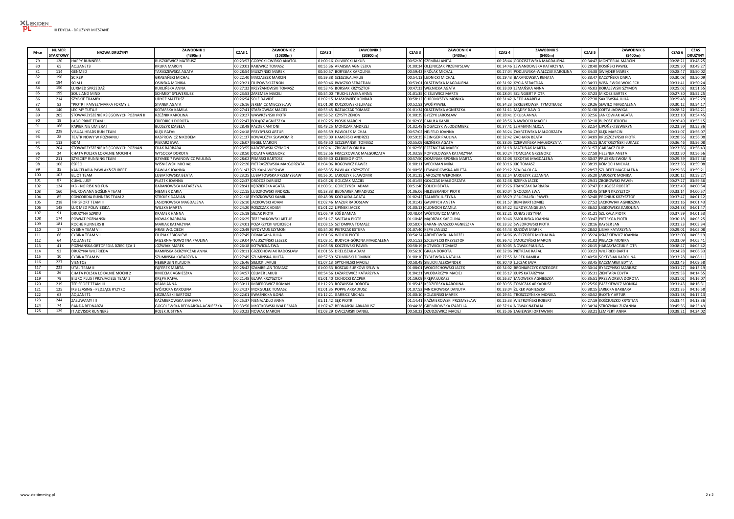III EDYCJA - DRUŻYNY MIESZANE

| M-ce | NUMER STARTOWY | NAZWA DRUŻYNY | ZAWODNIK 1 (4395m) | CZAS 1 | ZAWODNIK 2 (10800m) | CZAS 2 | ZAWODNIK 3 (10800m) | CZAS 3 | ZAWODNIK 4 (5400m) | CZAS 4 | ZAWODNIK 5 (5400m) | CZAS 5 | ZAWODNIK 6 (5400m) | CZAS 6 | CZAS DRUŻYNY |
|---|---|---|---|---|---|---|---|---|---|---|---|---|---|---|---|
| 79 | 120 | HAPPY RUNNERS | BUSZKIEWICZ MATEUSZ | 00:23:57 | GODYCKI ĆWIRKO ANATOL | 01:00:16 | OLIWIECKI JAKUB | 00:52:20 | SZEMRAJ ANITA | 00:28:44 | GODZISZEWSKA MAGDALENA | 00:34:47 | MONTERIAL MARCIN | 00:28:21 | 03:48:25 |
| 80 | 65 | AQUANET3 | KRUPA MARCIN | 00:20:01 | RAJEWICZ TOMASZ | 00:55:36 | ARABSKA AGNIESZKA | 01:00:34 | OLEJNICZAK PRZEMYSŁAW | 00:34:46 | LEWANDOWSKA KATARZYNA | 00:28:40 | KOSIŃSKI PAWEŁ | 00:29:50 | 03:49:27 |
| 81 | 114 | GENMED | TARASZEWSKA AGATA | 00:28:54 | MUSZYŃSKI MAREK | 00:50:57 | BORYSIAK KAROLINA | 00:59:42 | KRÓLAK MICHAŁ | 00:27:04 | PODLEWSKA-WALCZAK KAROLINA | 00:34:38 | ŚWIĄDER MAREK | 00:28:47 | 03:50:02 |
| 82 | 190 | SC REP | GRABAŃSKI MICHAŁ | 00:22:40 | MACIASZEK MARCIN | 00:59:38 | SZESZUŁA JAKUB | 00:54:13 | LEDNICKI MICHAŁ | 00:29:43 | BARANOWSKA RENATA | 00:33:47 | KACZYŃSKA DARIA | 00:30:08 | 03:50:09 |
| 83 | 194 | SCIM I | OSIŃSKA MONIKA | 00:29:21 | FILIPOWSKI ZENON | 00:50:46 | IWASZKO SEBASTIAN | 00:53:01 | OLSZEWSKA MAGDALENA | 00:31:02 | KYCIA SEBASTIAN | 00:34:33 | WIŚNIEWSKI WOJCIECH | 00:31:41 | 03:50:24 |
| 84 | 150 | LUXMED SPRZEDAŻ | KUKLIŃSKA ANNA | 00:27:32 | KRZYŻANOWSKI TOMASZ | 00:53:45 | BORSIAK KRZYSZTOF | 00:47:33 | WEŁNICKA AGATA | 00:33:00 | LEMAŃSKA ANNA | 00:45:03 | KORALEWSKI SZYMON | 00:25:02 | 03:51:55 |
| 85 | 199 | SOUL AND MIND | SCHMIDT SYLWERIUSZ | 00:23:53 | ZAREMBA MACIEJ | 00:54:00 | TRUCHLEWSKA ANNA | 01:01:35 | CIEŚLEWICZ MARTA | 00:28:04 | SZLINGIERT PIOTR | 00:37:23 | MIKOSZ BARTEK | 00:27:30 | 03:52:25 |
| 86 | 214 | SZYBKIE TRAMPKI | UDYCZ MATEUSZ | 00:26:54 | SOLE DAVIDE | 01:02:15 | MASŁOWIEC KONRAD | 00:58:12 | CHROMYSZYN MONIKA | 00:31:42 | NETO ANABELA | 00:27:38 | SAKOWSKA JULIA | 00:25:48 | 03:52:29 |
| 87 | 52 | "PIOTR I PAWEŁ"MARKA FORMY 2 | STANEK AGATA | 00:26:16 | JEREMICZ MIECZYSŁAW | 01:01:08 | KUCZKOWSKI ŁUKASZ | 00:52:52 | WOŚ PAWEŁ | 00:34:23 | SZREJBROWSKI TYMOTEUSZ | 00:29:26 | SEWIŁO MAGDALENA | 00:30:12 | 03:54:17 |
| 88 | 140 | LECIMY TUTAJ! | KOTARSKA KAMILA | 00:27:41 | STAŚKOWIAK MACIEJ | 00:53:45 | RATAJCZAK TOMASZ | 01:01:34 | OLSZEWSKA AGNIESZKA | 00:31:11 | MĄDRY DAWID | 00:31:38 | COFTA JADWIGA | 00:28:32 | 03:54:21 |
| 89 | 205 | STOWARZYSZENIE KSIĘGOWYCH POZNAŃ II | RZEŹNIK KAROLINA | 00:20:27 | WAWRZYŃSKI PIOTR | 00:58:52 | CZYSTY ZENON | 01:00:39 | BYCZYK JAROSŁAW | 00:28:41 | OKUŁA ANNA | 00:32:56 | JANKOWIAK AGATA | 00:33:10 | 03:54:45 |
| 90 | 19 | LABO PRINT TEAM 1 | FRIEDRICH DOROTA | 00:22:47 | BOŁĄDŹ AGNIESZKA | 01:02:25 | PIOSIK MARCIN | 01:02:08 | PAKUŁA KAMIL | 00:28:56 | NAWROCKI MACIEJ | 00:32:10 | BIJPOST JEROEN | 00:26:49 | 03:55:15 |
| 91 | 166 | PAPIER NIE UMIERA! | BŁOSZYK IZABELA | 00:28:49 | PAZDER ANTONI | 00:49:25 | MONCZAK ANDRZEJ | 01:02:48 | BOGACZYK WŁODZIMIERZ | 00:37:41 | LEHMANN ALICJA | 00:32:54 | LIPOŃSKI SEWERYN | 00:23:59 | 03:55:36 |
| 92 | 228 | VISUAL HEADS RUN TEAM | KLĘK RAFAŁ | 00:24:18 | PRZYBYLSKI ARTUR | 00:56:59 | PAWOŁEK MICHAŁ | 00:57:02 | NEJFELD JOANNA | 00:36:24 | ZAKRZEWSKA MAŁGORZATA | 00:30:17 | KLĘK MARCIN | 00:31:07 | 03:56:07 |
| 93 | 28 | TEATR NOWY W POZNANIU | KASPROWICZ NIKODEM | 00:21:37 | KOWALCZYK SŁAWOMIR | 00:59:09 | HAMERSKI ANDRZEJ | 00:59:35 | REINIGER PAULINA | 00:32:42 | ZACHARA BEATA | 00:34:09 | KRUSZCZYŃSKI PIOTR | 00:28:56 | 03:56:08 |
| 94 | 113 | GDM | PIEKARZ EWA | 00:26:07 | KEGEL MARCIN | 00:49:50 | SZCZEPAŃSKI TOMASZ | 00:55:09 | GIZIŃSKA AGATA | 00:33:05 | CZERWIŃSKA MAŁGORZATA | 00:35:11 | BARTOSZYŃSKI ŁUKASZ | 00:36:46 | 03:56:08 |
| 95 | 204 | STOWARZYSZENIE KSIĘGOWYCH POZNAŃ | FIJAK BARBARA | 00:23:55 | KARCZEWSKI SZYMON | 01:02:41 | ZBIGNIEW OKUŁA | 01:02:56 | RZEŹNICZAK MAREK | 00:31:18 | MATUSIAK MARTA | 00:31:57 | GARBACZ FILIP | 00:23:56 | 03:56:43 |
| 96 | 24 | CHATA POLSKA LOKALNIE MOCNI 4 | WYSOCKA DOROTA | 00:28:50 | DOLATA GRZEGORZ | 00:52:56 | FRĄCZKOWIAK MAŁGORZATA | 01:03:58 | KOPYDŁOWSKA KATARZYNA | 00:30:24 | TOMCZAK GRZEGORZ | 00:27:58 | HELSNER ANETA | 00:32:50 | 03:56:56 |
| 97 | 211 | SZYBCIEY RUNNING TEAM | BZYMEK ? IWANOWICZ PAULINA | 00:28:02 | PISARSKI BARTOSZ | 00:59:30 | KLEBIEKO PIOTR | 00:57:50 | DOMINIAK-SPORNA MARTA | 00:32:08 | SZKOTAK MAGDALENA | 00:30:37 | PRUS GNIEWOMIR | 00:29:39 | 03:57:46 |
| 98 | 106 | ESPEO | WIŚNIEWSKI MICHAŁ | 00:22:20 | PIETRASZEWSKA MAŁGORZATA | 01:04:06 | ROGOWICZ PAWEŁ | 01:00:11 | WECKMAN MIRA | 00:30:16 | KIC TOMASZ | 00:38:39 | KOMOCH MICHAŁ | 00:23:36 | 03:59:08 |
| 99 | 35 | KANCELARIA PAWLAK&SZUBERT | PAWLAK JOANNA | 00:31:43 | SZUKAŁA WIESŁAW | 00:58:35 | PAWLAK KRZYSZTOF | 01:00:58 | LEWANDOWSKA ARLETA | 00:29:12 | SZAJDA OLGA | 00:28:57 | SZUBERT MAGDALENA | 00:29:56 | 03:59:21 |
| 100 | 103 | ELIOT TEAM | LUBIATOWSKA BEATA | 00:23:25 | LUBIATOWSKA PRZEMYSŁAW | 00:56:01 | JAROSZYK SŁAWOMIR | 01:01:35 | JAROSZYK WERONIKA | 00:32:54 | JAROSZYK ZUZANNA | 00:35:20 | JAROSZYK MONIKA | 00:30:12 | 03:59:27 |
| 101 | 87 | CUMULUSY | PŁATEK JOANNA | 00:22:37 | DRÓŻDŻ DARIUSZ | 01:05:28 | GOLCZAK MACIEJ | 01:01:55 | GOLCZAK MAŁGORZATA | 00:32:38 | RZEPKA JACEK | 00:29:31 | ZBOROWSKI PAWEŁ | 00:27:27 | 03:59:36 |
| 102 | 124 | IKB - NO RISK NO FUN | BARANOWSKA KATARZYNA | 00:28:41 | KĘDZIERSKA AGATA | 01:00:31 | GÓRCZYŃSKI ADAM | 00:51:40 | SOLICH BEATA | 00:29:26 | FRANCZAK BARBARA | 00:37:47 | DŁUGOSZ ROBERT | 00:32:49 | 04:00:54 |
| 103 | 160 | MUROWANA GOŚLINA TEAM | NIEMIER DARIA | 00:22:15 | LUDZKOWSKI ANDRZEJ | 00:58:33 | BEDNAREK ARKADIUSZ | 01:06:06 | HILDEBRANDT PIOTR | 00:30:04 | GRODZKA EWA | 00:30:45 | STERN KRZYSZTOF | 00:33:14 | 04:00:57 |
| 104 | 85 | CONCORDIA RUNNERS TEAM 2 | STROJEK DAMIAN | 00:21:18 | RYDZKOWSKI KAMIL | 00:48:08 | KOCŁAJDA AGATA | 01:02:42 | TALAREK JUSTYNA | 00:38:29 | GRUCHALSKI PAWEŁ | 00:32:48 | PRONIUK KRZYSZTOF | 00:37:47 | 04:01:12 |
| 105 | 218 | TFP SPORT TEAM II | JASIONOWSKA MAGDALENA | 00:26:10 | JACKOWSKI ADAM | 01:02:46 | MAZUR RADOSŁAW | 01:01:42 | GAWRYCH ANETA | 00:31:57 | BEM BARTŁOMIEJ | 00:27:52 | JACKOWIAK AGNIESZKA | 00:31:16 | 04:01:43 |
| 106 | 148 | LUX MED PÓŁWIEJSKA | WILSKA MARTA | 00:24:20 | ROSZCZAK ADAM | 01:01:22 | LIPIŃSKI JACEK | 01:00:13 | CUDNOCH KAMILA | 00:34:22 | SURDYK ANGELIKA | 00:36:52 | LASKOWSKA KAROLINA | 00:24:38 | 04:01:47 |
| 107 | 91 | DRUŻYNA SZPIKU | KRAMER HANNA | 00:25:19 | SIEJAK PIOTR | 01:06:49 | JÓŚ DAMIAN | 00:48:04 | WÓJTOWICZ MARTA | 00:32:21 | KUBAS JUSTYNA | 00:31:21 | SZUKAŁA PIOTR | 00:37:59 | 04:01:53 |
| 108 | 174 | POWIAT POZNAŃSKI | NOWAK BARBARA | 00:26:29 | TRZEPAŁKOWSKI ARTUR | 00:51:17 | ŚWITAŁA PIOTR | 01:10:48 | MĄDRZAK KAROLINA | 00:30:46 | SMOLIŃSKA JOANNA | 00:33:47 | PIETRYGA PIOTR | 00:30:18 | 04:03:25 |
| 109 | 181 | ROCHE RUNNERS II | MARIAK KATARZYNA | 00:24:01 | POZARZYCKI WOJCIECH | 01:08:15 | SZTOMPKA TOMASZ | 00:58:07 | BARAN-IWASZKO AGNIESZKA | 00:33:32 | SWĘDROWSKI PIOTR | 00:28:16 | KAYSER JAN | 00:31:23 | 04:03:34 |
| 110 | 17 | CYBINA TEAM VIII | HRAB WOJCIECH | 00:20:49 | WYDYMUS SZYMON | 00:54:03 | PIETRZAK ESTERA | 01:07:40 | KĘPA JANUSZ | 00:44:43 | KUZIÓW MAREK | 00:28:52 | LISIAK KATARZYNA | 00:29:01 | 04:05:08 |
| 111 | 66 | CYBINA TEAM VII | FILIPIAK ZBIGNIEW | 00:27:49 | DOMAGAŁA JULIA | 01:01:36 | WÓJCIK PIOTR | 00:54:24 | ARENTOWSKI ANDRZEJ | 00:34:06 | WIECZOREK MICHALINA | 00:35:24 | KSIĄŻKIEWICZ JOANNA | 00:32:00 | 04:05:19 |
| 112 | 64 | AQUANET2 | MIZERNA-NOWOTNA PAULINA | 00:29:04 | PALUSZYŃSKI LESZEK | 01:03:51 | BUDYCH-GÓRZNA MAGDALENA | 00:51:53 | SZCZEPECKI KRZYSZTOF | 00:36:42 | SMOCZYŃSKI MARCIN | 00:31:02 | PIELACH MONIKA | 00:33:09 | 04:05:41 |
| 113 | 41 | POZNAŃSKA ORTOPEDIA DZIECIĘCA 1 | JÓŹWIAK MAREK | 00:26:18 | KOTWICKA EWA | 01:05:58 | KOCZEWSKI PAWEŁ | 00:58:19 | KOTWICKI TOMASZ | 00:30:05 | NOWAK PAULINA | 00:26:15 | HARASYMCZUK PIOTR | 00:38:47 | 04:05:42 |
| 114 | 92 | DRUŻYNA WILFRIEDA | KAMIŃSKA-SKRZYPCZAK ANNA | 00:28:11 | GRZECHOWIAK RADOSŁAW | 01:01:55 | DRELISZAK ADAM | 00:56:30 | GRALA DOROTA | 00:32:06 | PIETRZAK RAFAŁ | 00:33:23 | WILFRIED BARTH | 00:34:28 | 04:06:33 |
| 115 | 10 | CYBINA TEAM IV | SZUMIŃSKA KATARZYNA | 00:27:49 | SZUMIŃSKA JULITA | 00:57:59 | SZUMIŃSKI DOMINIK | 01:00:10 | TYBLEWSKA NATALIA | 00:27:55 | MIREK KAMILA | 00:40:50 | SOŁTYSIAK KAROLINA | 00:33:28 | 04:08:11 |
| 116 | 227 | VIENTOS | HEBERLEIN KLAUDIA | 00:26:46 | SIELICKI JAKUB | 01:07:13 | SPYCHALSKI MACIEJ | 00:58:49 | SIELICKI ALEKSANDER | 00:30:40 | ŁUCZAK EWA | 00:33:45 | KACZMAREK EDYTA | 00:32:45 | 04:09:58 |
| 117 | 223 | UTAL TEAM II | FĄFEREK MARTA | 00:28:42 | SZAMBELAN TOMASZ | 01:00:53 | ROSZAK-SURKÓW SYLWIA | 01:08:01 | WOJCIECHOWSKI JACEK | 00:34:02 | BRONIARCZYK GRZEGORZ | 00:30:14 | RYBCZYŃSKI MARIUSZ | 00:31:27 | 04:13:19 |
| 118 | 26 | CHATA POLSKA LOKALNIE MOCNI 2 | KMIECIAK AGNIESZKA | 00:34:57 | CELMER JAKUB | 00:54:56 | ŁAZAROWICZ KATARZYNA | 01:04:21 | WŁODARCZYK MACIEJ | 00:35:17 | KUPŚ KATARZYNA | 00:35:31 | ZIENTARA EDYTA | 00:29:53 | 04:14:55 |
| 119 | 79 | BIURO PLUS I PRZYJACIELE TEAM 2 | KRĘPA RAFAŁ | 00:21:48 | GŁAPA KRZYSZTOF | 01:01:40 | CICHOCKI KACPER | 01:19:09 | KRĘPA ŁUKASZ | 00:26:37 | JANOWSKA AGNIESZKA | 00:35:51 | PRZEWORSKA DOROTA | 00:31:02 | 04:16:07 |
| 120 | 219 | TFP SPORT TEAM III | KRAM ANNA | 00:30:11 | IMBIEROWICZ ROMAN | 01:12:23 | RÓŻAŃSKA DOROTA | 01:05:43 | KĘDZIERSKA KAROLINA | 00:30:35 | TOMCZAK ARKADIUSZ | 00:25:56 | PASZKIEWICZ MONIKA | 00:31:43 | 04:16:31 |
| 121 | 125 | IKB LEASING - PĘDZĄCE RYZYKO | WÓJCICKA KAROLINA | 00:24:37 | MORGULEC TOMASZ | 01:01:35 | POPPE ARKADIUSZ | 01:07:52 | MNICHOWSKA DANUTA | 00:33:04 | ŻUREK AGNIESZKA | 00:38:15 | JARECKA BARBARA | 00:31:35 | 04:16:58 |
| 122 | 63 | AQUANET1 | LICZBAŃSKI BARTOSZ | 00:22:01 | KWAŚNICKA ILONA | 01:12:21 | GARBICZ MICHAŁ | 01:00:10 | KOLASIŃSKI MAREK | 00:29:51 | TROSZCZYŃSKA MONIKA | 00:40:52 | BŁOTNY ARTUR | 00:31:58 | 04:17:13 |
| 123 | 244 | ZASUWAMY !!! | KAŹMIEROWSKA BARBARA | 00:25:37 | NIENAJADŁO ANNA | 01:11:42 | SĘK PIOTR | 01:14:41 | KAŹMIEROWSKI PRZEMYSŁAW | 00:25:33 | WIETRZYŃSKI ROBERT | 00:27:19 | KOŚCIUSZKO KRYSTIAN | 00:33:44 | 04:18:36 |
| 124 | 74 | BANDA BEDNARZA | GOGOLEWSKA BEDNARSKA AGNIESZKA | 00:33:50 | MŁOTKOWSKI WALDEMAR | 01:07:47 | BEDNARSKI ARKADIUSZ | 00:44:28 | GREMBOWSKA IZABELLA | 00:37:14 | NOWAK NATALIA | 00:34:34 | STRÓŻNIAK ZUZANNA | 00:45:56 | 04:23:49 |
| 125 | 129 | IT ADVISOR RUNNERS | ROJEK JUSTYNA | 00:30:23 | NOWAK MARCIN | 01:08:29 | OWCZARSKI DANIEL | 00:58:22 | DZUDZEWICZ MACIEJ | 00:35:06 | ŁAGIEWSKI OKTAWIAN | 00:33:21 | LEMPERT ANNA | 00:38:21 | 04:24:02 |